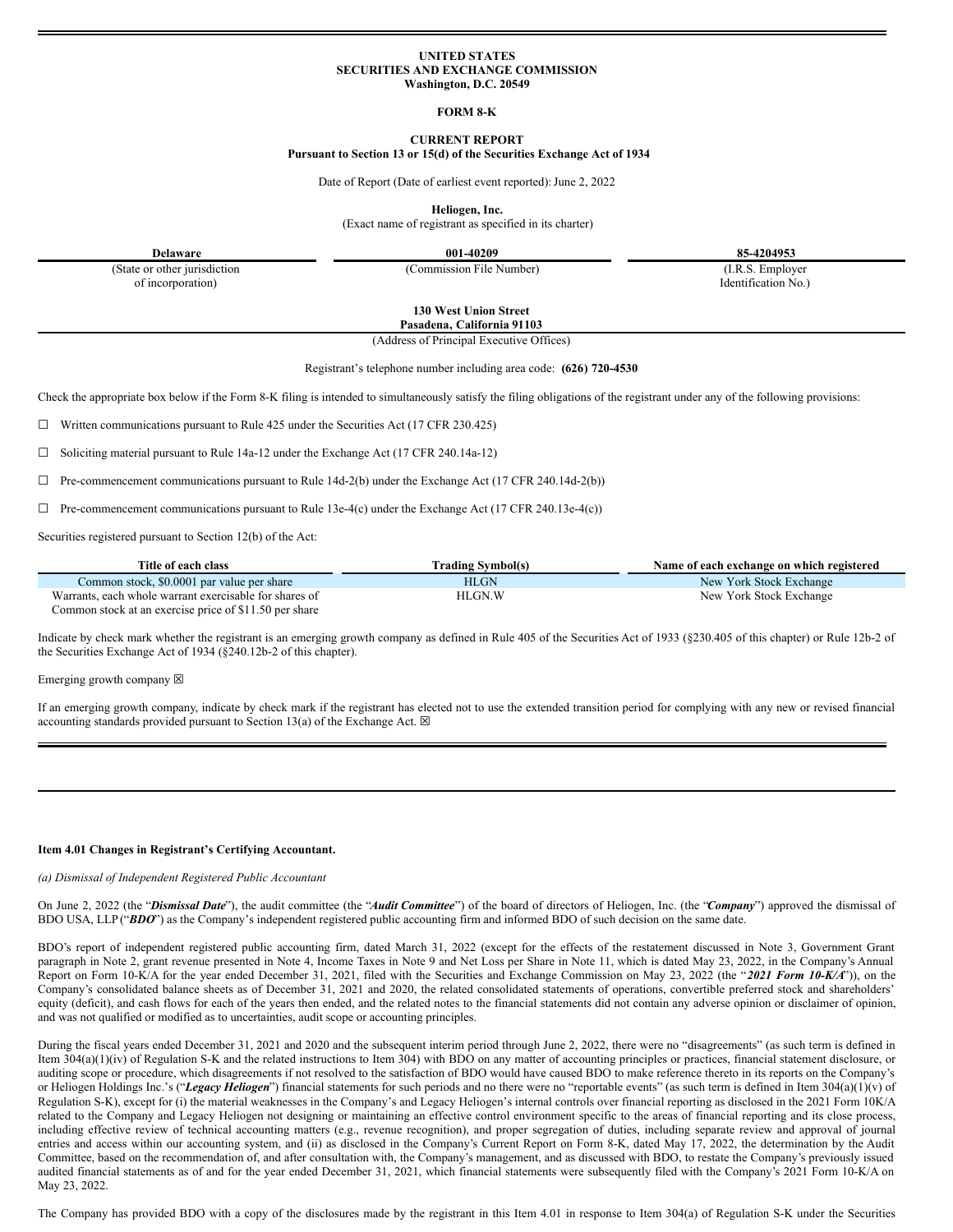# UNITED STATES
# SECURITIES AND EXCHANGE COMMISSION
**Washington, D.C. 20549**

## FORM 8-K

## CURRENT REPORT
**Pursuant to Section 13 or 15(d) of the Securities Exchange Act of 1934**

Date of Report (Date of earliest event reported): June 2, 2022

**Heliogen, Inc.**
(Exact name of registrant as specified in its charter)

| Delaware | 001-40209 | 85-4204953 |
|---|---|---|
| (State or other jurisdiction of incorporation) | (Commission File Number) | (I.R.S. Employer Identification No.) |

**130 West Union Street**
**Pasadena, California 91103**
(Address of Principal Executive Offices)

Registrant's telephone number including area code: **(626) 720-4530**

Check the appropriate box below if the Form 8-K filing is intended to simultaneously satisfy the filing obligations of the registrant under any of the following provisions:

☐ Written communications pursuant to Rule 425 under the Securities Act (17 CFR 230.425)

☐ Soliciting material pursuant to Rule 14a-12 under the Exchange Act (17 CFR 240.14a-12)

☐ Pre-commencement communications pursuant to Rule 14d-2(b) under the Exchange Act (17 CFR 240.14d-2(b))

☐ Pre-commencement communications pursuant to Rule 13e-4(c) under the Exchange Act (17 CFR 240.13e-4(c))

Securities registered pursuant to Section 12(b) of the Act:

| Title of each class | Trading Symbol(s) | Name of each exchange on which registered |
|---|---|---|
| Common stock, $0.0001 par value per share | HLGN | New York Stock Exchange |
| Warrants, each whole warrant exercisable for shares of Common stock at an exercise price of $11.50 per share | HLGN.W | New York Stock Exchange |

Indicate by check mark whether the registrant is an emerging growth company as defined in Rule 405 of the Securities Act of 1933 (§230.405 of this chapter) or Rule 12b-2 of the Securities Exchange Act of 1934 (§240.12b-2 of this chapter).

Emerging growth company ☒

If an emerging growth company, indicate by check mark if the registrant has elected not to use the extended transition period for complying with any new or revised financial accounting standards provided pursuant to Section 13(a) of the Exchange Act. ☒

---

**Item 4.01 Changes in Registrant's Certifying Accountant.**

*(a) Dismissal of Independent Registered Public Accountant*

On June 2, 2022 (the "***Dismissal Date***"), the audit committee (the "***Audit Committee***") of the board of directors of Heliogen, Inc. (the "***Company***") approved the dismissal of BDO USA, LLP ("***BDO***") as the Company's independent registered public accounting firm and informed BDO of such decision on the same date.

BDO's report of independent registered public accounting firm, dated March 31, 2022 (except for the effects of the restatement discussed in Note 3, Government Grant paragraph in Note 2, grant revenue presented in Note 4, Income Taxes in Note 9 and Net Loss per Share in Note 11, which is dated May 23, 2022, in the Company's Annual Report on Form 10-K/A for the year ended December 31, 2021, filed with the Securities and Exchange Commission on May 23, 2022 (the "***2021 Form 10-K/A***")), on the Company's consolidated balance sheets as of December 31, 2021 and 2020, the related consolidated statements of operations, convertible preferred stock and shareholders' equity (deficit), and cash flows for each of the years then ended, and the related notes to the financial statements did not contain any adverse opinion or disclaimer of opinion, and was not qualified or modified as to uncertainties, audit scope or accounting principles.

During the fiscal years ended December 31, 2021 and 2020 and the subsequent interim period through June 2, 2022, there were no "disagreements" (as such term is defined in Item 304(a)(1)(iv) of Regulation S-K and the related instructions to Item 304) with BDO on any matter of accounting principles or practices, financial statement disclosure, or auditing scope or procedure, which disagreements if not resolved to the satisfaction of BDO would have caused BDO to make reference thereto in its reports on the Company's or Heliogen Holdings Inc.'s ("***Legacy Heliogen***") financial statements for such periods and no there were no "reportable events" (as such term is defined in Item 304(a)(1)(v) of Regulation S-K), except for (i) the material weaknesses in the Company's and Legacy Heliogen's internal controls over financial reporting as disclosed in the 2021 Form 10K/A related to the Company and Legacy Heliogen not designing or maintaining an effective control environment specific to the areas of financial reporting and its close process, including effective review of technical accounting matters (e.g., revenue recognition), and proper segregation of duties, including separate review and approval of journal entries and access within our accounting system, and (ii) as disclosed in the Company's Current Report on Form 8-K, dated May 17, 2022, the determination by the Audit Committee, based on the recommendation of, and after consultation with, the Company's management, and as discussed with BDO, to restate the Company's previously issued audited financial statements as of and for the year ended December 31, 2021, which financial statements were subsequently filed with the Company's 2021 Form 10-K/A on May 23, 2022.

The Company has provided BDO with a copy of the disclosures made by the registrant in this Item 4.01 in response to Item 304(a) of Regulation S-K under the Securities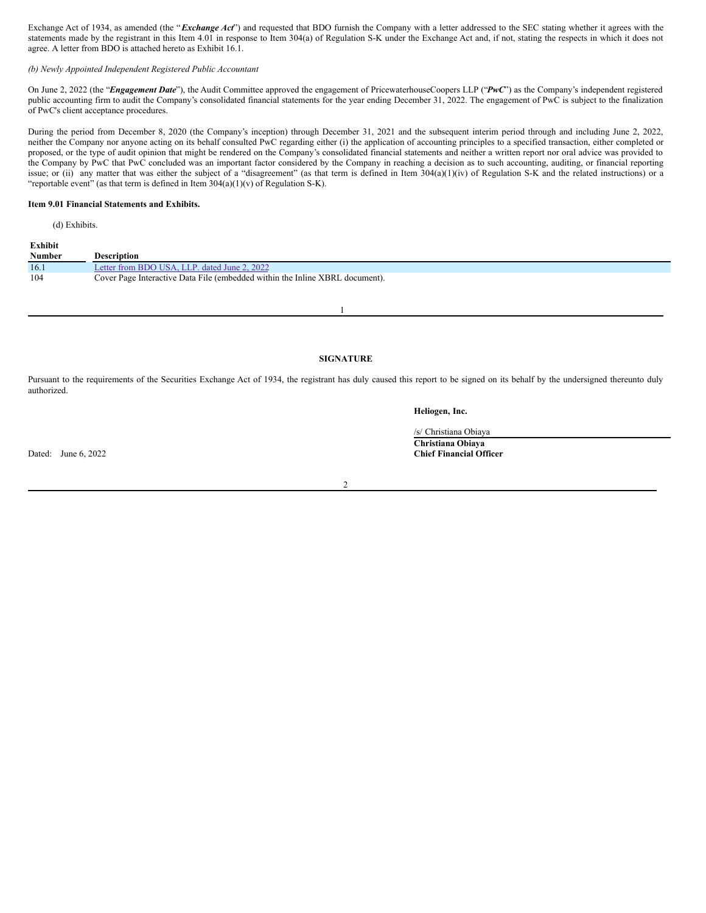Exchange Act of 1934, as amended (the "***Exchange Act***") and requested that BDO furnish the Company with a letter addressed to the SEC stating whether it agrees with the statements made by the registrant in this Item 4.01 in response to Item 304(a) of Regulation S-K under the Exchange Act and, if not, stating the respects in which it does not agree. A letter from BDO is attached hereto as Exhibit 16.1.

*(b) Newly Appointed Independent Registered Public Accountant*

On June 2, 2022 (the "***Engagement Date***"), the Audit Committee approved the engagement of PricewaterhouseCoopers LLP ("***PwC***") as the Company's independent registered public accounting firm to audit the Company's consolidated financial statements for the year ending December 31, 2022. The engagement of PwC is subject to the finalization of PwC's client acceptance procedures.

During the period from December 8, 2020 (the Company's inception) through December 31, 2021 and the subsequent interim period through and including June 2, 2022, neither the Company nor anyone acting on its behalf consulted PwC regarding either (i) the application of accounting principles to a specified transaction, either completed or proposed, or the type of audit opinion that might be rendered on the Company's consolidated financial statements and neither a written report nor oral advice was provided to the Company by PwC that PwC concluded was an important factor considered by the Company in reaching a decision as to such accounting, auditing, or financial reporting issue; or (ii) any matter that was either the subject of a "disagreement" (as that term is defined in Item 304(a)(1)(iv) of Regulation S-K and the related instructions) or a "reportable event" (as that term is defined in Item 304(a)(1)(v) of Regulation S-K).

**Item 9.01 Financial Statements and Exhibits.**

(d) Exhibits.

| Exhibit Number | Description |
|---|---|
| 16.1 | Letter from BDO USA, LLP. dated June 2, 2022 |
| 104 | Cover Page Interactive Data File (embedded within the Inline XBRL document). |

**SIGNATURE**

Pursuant to the requirements of the Securities Exchange Act of 1934, the registrant has duly caused this report to be signed on its behalf by the undersigned thereunto duly authorized.

**Heliogen, Inc.**

/s/ Christiana Obiaya
**Christiana Obiaya**
**Chief Financial Officer**

Dated: June 6, 2022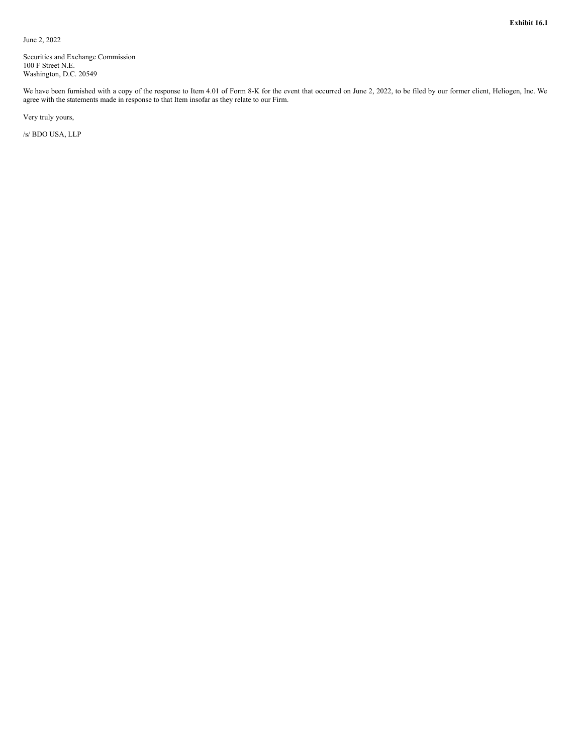**Exhibit 16.1**

June 2, 2022

Securities and Exchange Commission
100 F Street N.E.
Washington, D.C. 20549

We have been furnished with a copy of the response to Item 4.01 of Form 8-K for the event that occurred on June 2, 2022, to be filed by our former client, Heliogen, Inc. We agree with the statements made in response to that Item insofar as they relate to our Firm.

Very truly yours,

/s/ BDO USA, LLP